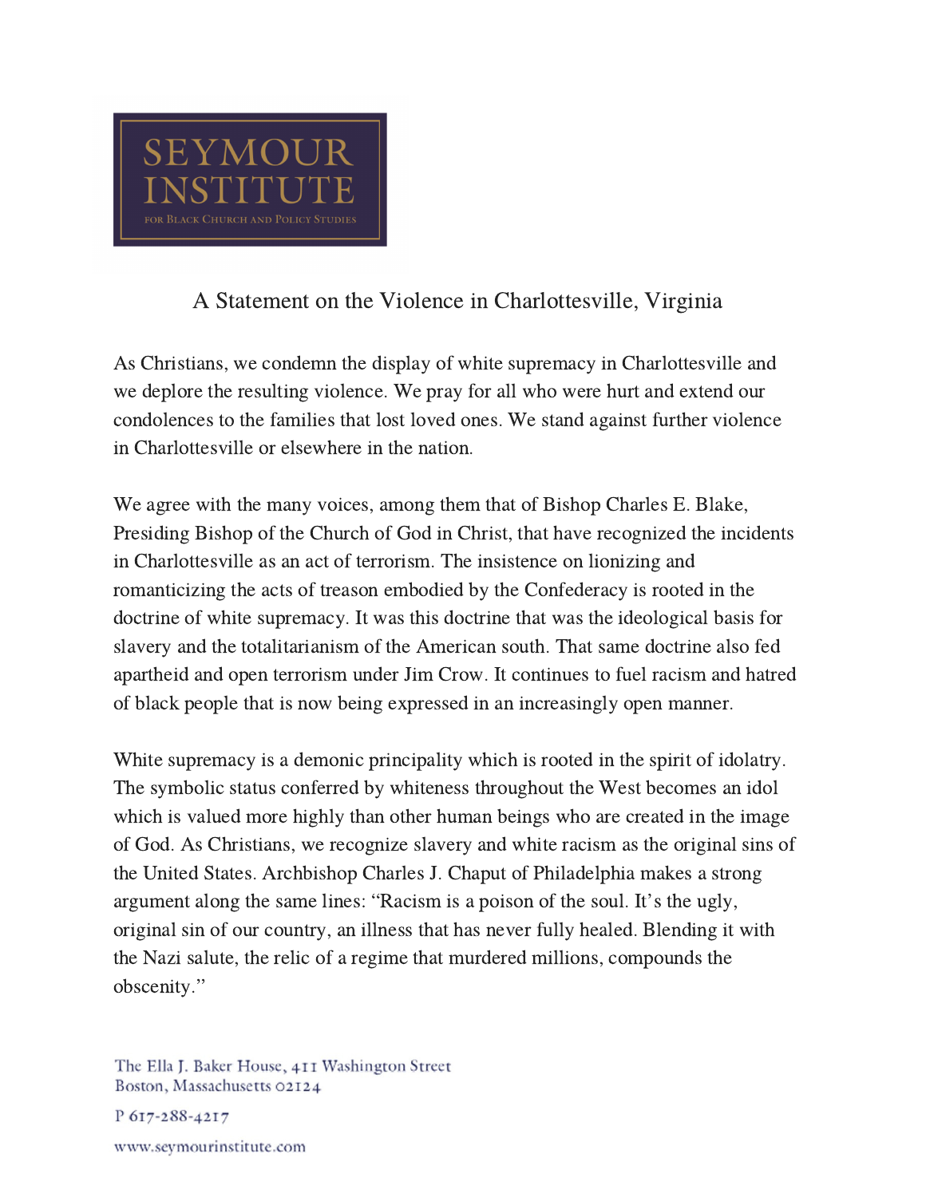SEYMOUR INSTITUTE

FOR BLACK CHURCH AND POLICY STUDIES

# A Statement on the Violence in Charlottesville, Virginia

As Christians, we condemn the display of white supremacy in Charlottesville and we deplore the resulting violence. We pray for all who were hurt and extend our condolences to the families that lost loved ones. We stand against further violence in Charlottesville or elsewhere in the nation.

We agree with the many voices, among them that of Bishop Charles E. Blake, Presiding Bishop of the Church of God in Christ, that have recognized the incidents in Charlottesville as an act of terrorism. The insistence on lionizing and romanticizing the acts of treason embodied by the Confederacy is rooted in the doctrine of white supremacy. It was this doctrine that was the ideological basis for slavery and the totalitarianism of the American south. That same doctrine also fed apartheid and open terrorism under Jim Crow. It continues to fuel racism and hatred of black people that is now being expressed in an increasingly open manner.

White supremacy is a demonic principality which is rooted in the spirit of idolatry. The symbolic status conferred by whiteness throughout the West becomes an idol which is valued more highly than other human beings who are created in the image of God. As Christians, we recognize slavery and white racism as the original sins of the United States. Archbishop Charles J. Chaput of Philadelphia makes a strong argument along the same lines: "Racism is a poison of the soul. It's the ugly, original sin of our country, an illness that has never fully healed. Blending it with the Nazi salute, the relic of a regime that murdered millions, compounds the obscenity."

The Ella J. Baker House, 411 Washington Street
Boston, Massachusetts 02124

P 617-288-4217

www.seymourinstitute.com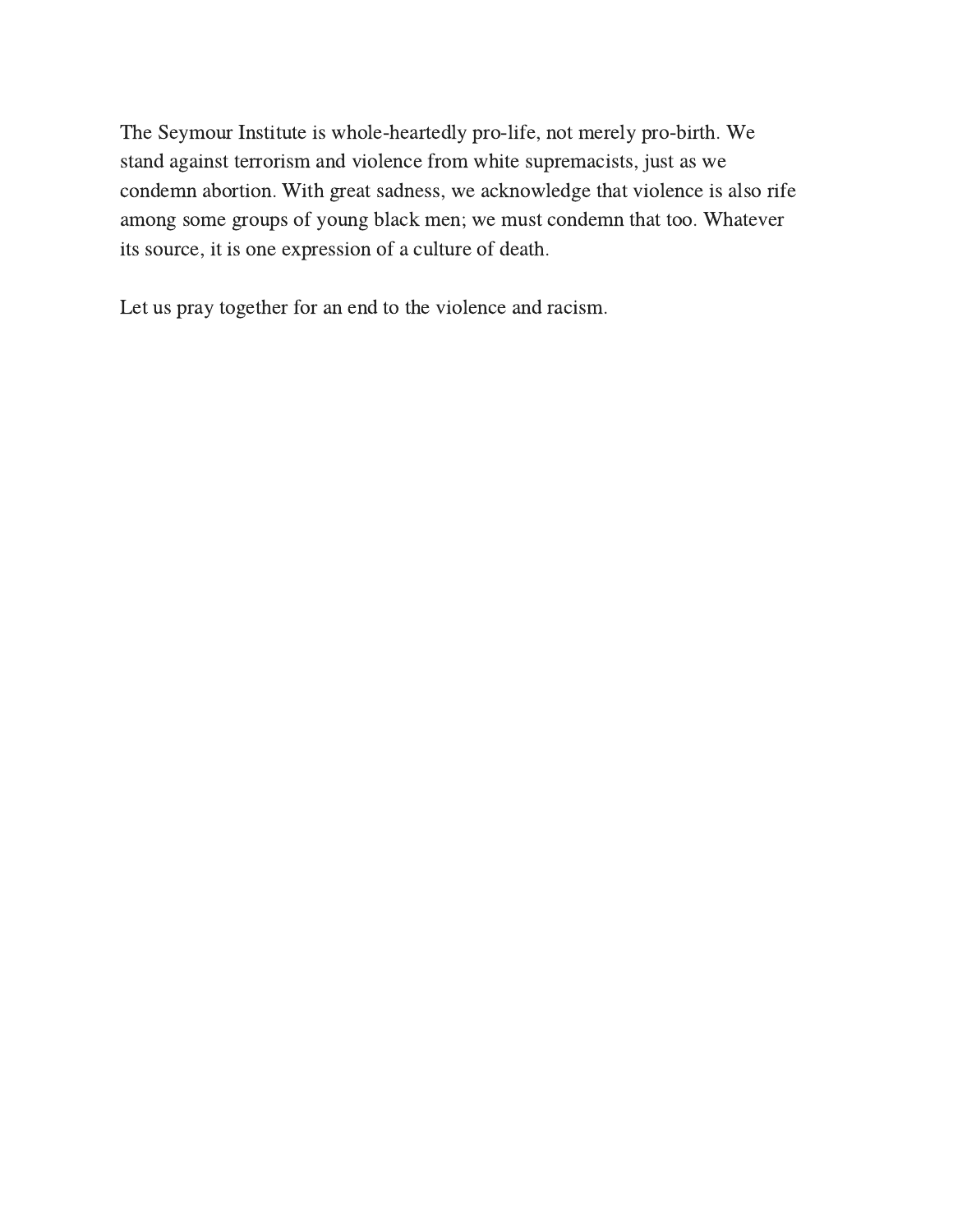The Seymour Institute is whole-heartedly pro-life, not merely pro-birth. We stand against terrorism and violence from white supremacists, just as we condemn abortion. With great sadness, we acknowledge that violence is also rife among some groups of young black men; we must condemn that too. Whatever its source, it is one expression of a culture of death.

Let us pray together for an end to the violence and racism.